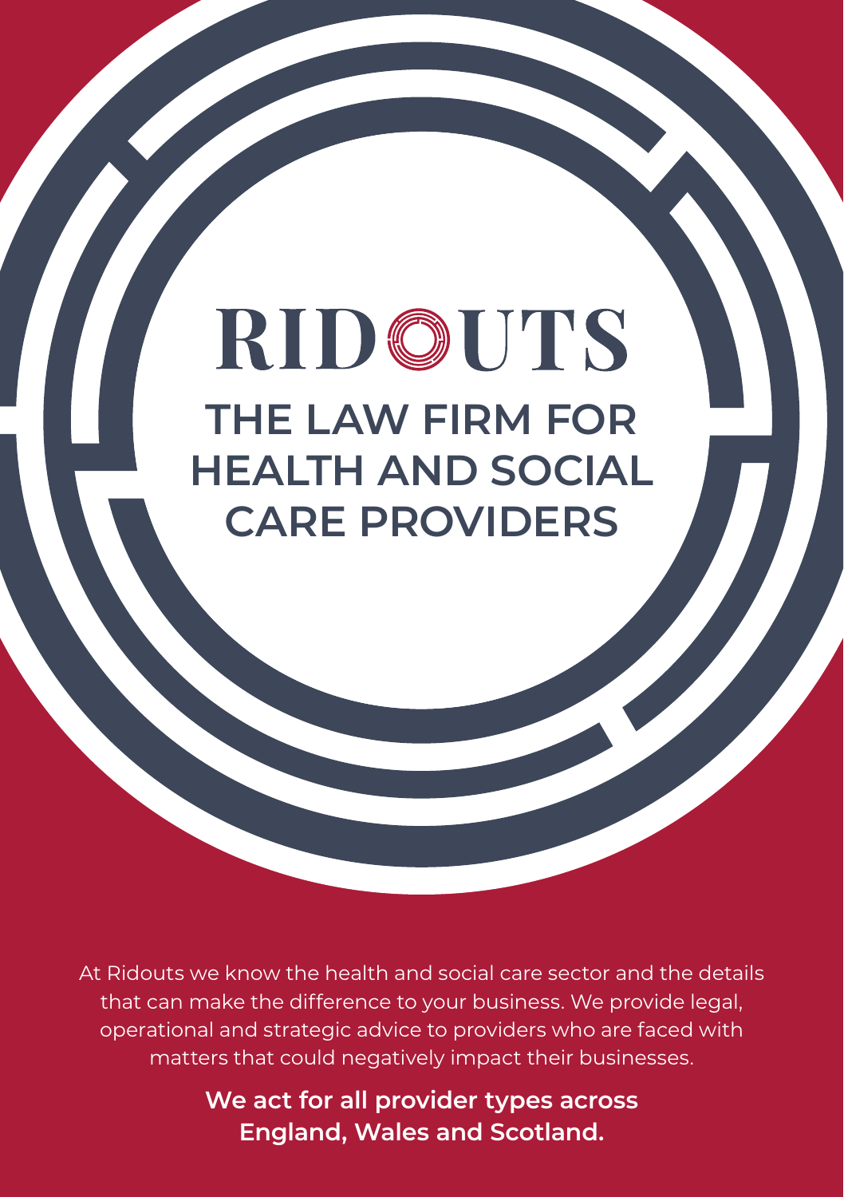# RIDOUTS

## THE LAW FIRM FOR HEALTH AND SOCIAL CARE PROVIDERS

At Ridouts we know the health and social care sector and the details that can make the difference to your business. We provide legal, operational and strategic advice to providers who are faced with matters that could negatively impact their businesses.

**We act for all provider types across England, Wales and Scotland.**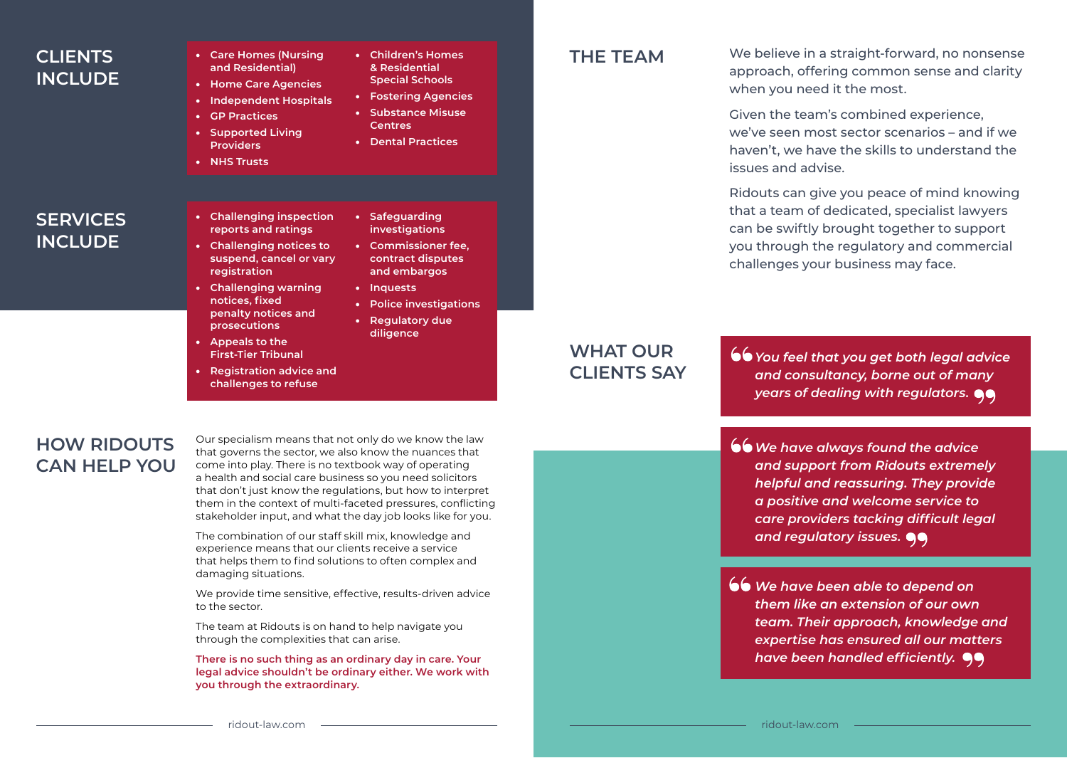## CLIENTS INCLUDE

- Care Homes (Nursing and Residential)
- Home Care Agencies
- Independent Hospitals
- GP Practices
- Supported Living Providers
- NHS Trusts
- Children's Homes & Residential Special Schools
- Fostering Agencies
- Substance Misuse Centres
- Dental Practices

## SERVICES INCLUDE

- Challenging inspection reports and ratings
- Challenging notices to suspend, cancel or vary registration
- Challenging warning notices, fixed penalty notices and prosecutions
- Appeals to the First-Tier Tribunal
- Registration advice and challenges to refuse
- Safeguarding investigations
- Commissioner fee, contract disputes and embargos
- Inquests
- Police investigations
- Regulatory due diligence

## HOW RIDOUTS CAN HELP YOU

Our specialism means that not only do we know the law that governs the sector, we also know the nuances that come into play. There is no textbook way of operating a health and social care business so you need solicitors that don't just know the regulations, but how to interpret them in the context of multi-faceted pressures, conflicting stakeholder input, and what the day job looks like for you.

The combination of our staff skill mix, knowledge and experience means that our clients receive a service that helps them to find solutions to often complex and damaging situations.

We provide time sensitive, effective, results-driven advice to the sector.

The team at Ridouts is on hand to help navigate you through the complexities that can arise.

**There is no such thing as an ordinary day in care. Your legal advice shouldn't be ordinary either. We work with you through the extraordinary.**

## THE TEAM

We believe in a straight-forward, no nonsense approach, offering common sense and clarity when you need it the most.

Given the team's combined experience, we've seen most sector scenarios – and if we haven't, we have the skills to understand the issues and advise.

Ridouts can give you peace of mind knowing that a team of dedicated, specialist lawyers can be swiftly brought together to support you through the regulatory and commercial challenges your business may face.

## WHAT OUR CLIENTS SAY

> *"You feel that you get both legal advice and consultancy, borne out of many years of dealing with regulators."*

> *"We have always found the advice and support from Ridouts extremely helpful and reassuring. They provide a positive and welcome service to care providers tacking difficult legal and regulatory issues."*

> *"We have been able to depend on them like an extension of our own team. Their approach, knowledge and expertise has ensured all our matters have been handled efficiently."*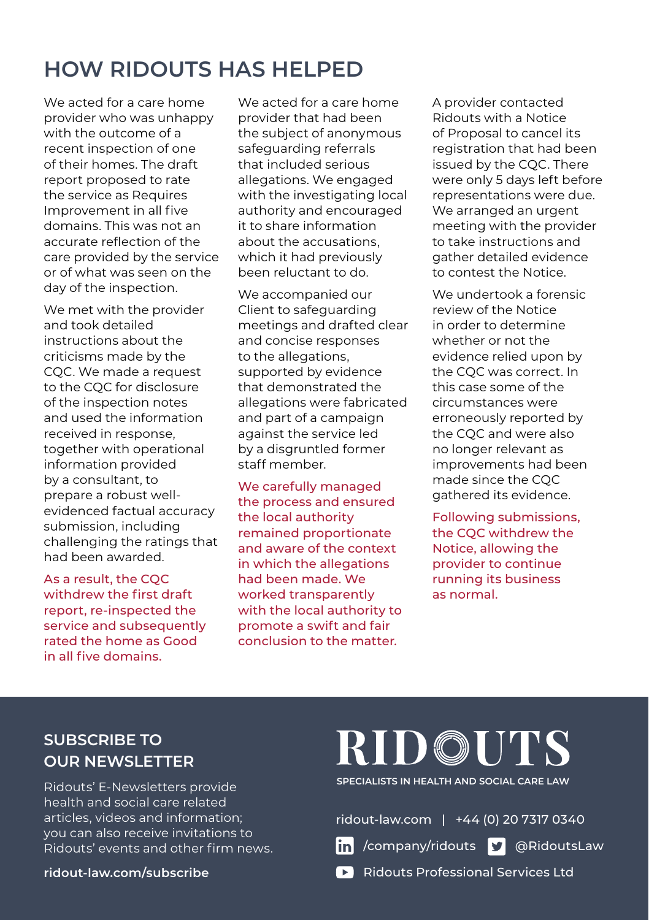# HOW RIDOUTS HAS HELPED

We acted for a care home provider who was unhappy with the outcome of a recent inspection of one of their homes. The draft report proposed to rate the service as Requires Improvement in all five domains. This was not an accurate reflection of the care provided by the service or of what was seen on the day of the inspection.

We met with the provider and took detailed instructions about the criticisms made by the CQC. We made a request to the CQC for disclosure of the inspection notes and used the information received in response, together with operational information provided by a consultant, to prepare a robust well-evidenced factual accuracy submission, including challenging the ratings that had been awarded.

As a result, the CQC withdrew the first draft report, re-inspected the service and subsequently rated the home as Good in all five domains.

We acted for a care home provider that had been the subject of anonymous safeguarding referrals that included serious allegations. We engaged with the investigating local authority and encouraged it to share information about the accusations, which it had previously been reluctant to do.

We accompanied our Client to safeguarding meetings and drafted clear and concise responses to the allegations, supported by evidence that demonstrated the allegations were fabricated and part of a campaign against the service led by a disgruntled former staff member.

We carefully managed the process and ensured the local authority remained proportionate and aware of the context in which the allegations had been made. We worked transparently with the local authority to promote a swift and fair conclusion to the matter.

A provider contacted Ridouts with a Notice of Proposal to cancel its registration that had been issued by the CQC. There were only 5 days left before representations were due. We arranged an urgent meeting with the provider to take instructions and gather detailed evidence to contest the Notice.

We undertook a forensic review of the Notice in order to determine whether or not the evidence relied upon by the CQC was correct. In this case some of the circumstances were erroneously reported by the CQC and were also no longer relevant as improvements had been made since the CQC gathered its evidence.

Following submissions, the CQC withdrew the Notice, allowing the provider to continue running its business as normal.

## SUBSCRIBE TO OUR NEWSLETTER

Ridouts' E-Newsletters provide health and social care related articles, videos and information; you can also receive invitations to Ridouts' events and other firm news.

**ridout-law.com/subscribe**

RIDOUTS

SPECIALISTS IN HEALTH AND SOCIAL CARE LAW

ridout-law.com | +44 (0) 20 7317 0340

/company/ridouts @RidoutsLaw

Ridouts Professional Services Ltd